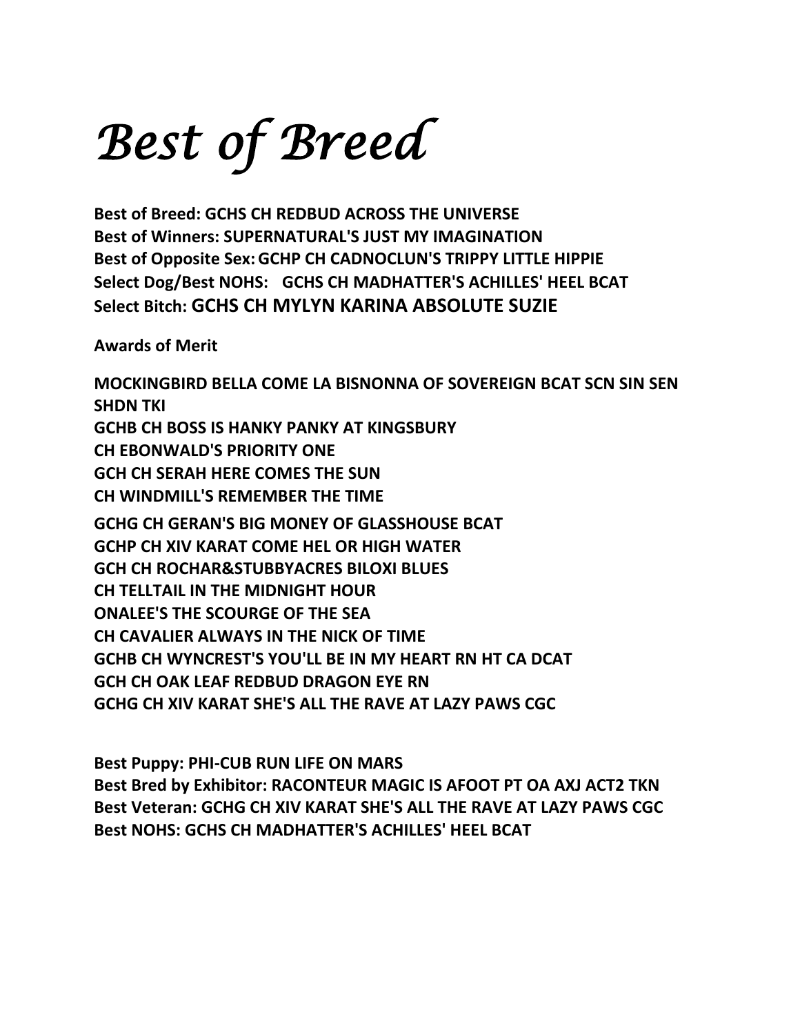# *Best of Breed*

**Best of Breed: GCHS CH REDBUD ACROSS THE UNIVERSE**
**Best of Winners: SUPERNATURAL'S JUST MY IMAGINATION**
**Best of Opposite Sex: GCHP CH CADNOCLUN'S TRIPPY LITTLE HIPPIE**
**Select Dog/Best NOHS: GCHS CH MADHATTER'S ACHILLES' HEEL BCAT**
**Select Bitch: GCHS CH MYLYN KARINA ABSOLUTE SUZIE**

**Awards of Merit**

**MOCKINGBIRD BELLA COME LA BISNONNA OF SOVEREIGN BCAT SCN SIN SEN SHDN TKI**
**GCHB CH BOSS IS HANKY PANKY AT KINGSBURY**
**CH EBONWALD'S PRIORITY ONE**
**GCH CH SERAH HERE COMES THE SUN**
**CH WINDMILL'S REMEMBER THE TIME**
**GCHG CH GERAN'S BIG MONEY OF GLASSHOUSE BCAT**
**GCHP CH XIV KARAT COME HEL OR HIGH WATER**
**GCH CH ROCHAR&STUBBYACRES BILOXI BLUES**
**CH TELLTAIL IN THE MIDNIGHT HOUR**
**ONALEE'S THE SCOURGE OF THE SEA**
**CH CAVALIER ALWAYS IN THE NICK OF TIME**
**GCHB CH WYNCREST'S YOU'LL BE IN MY HEART RN HT CA DCAT**
**GCH CH OAK LEAF REDBUD DRAGON EYE RN**
**GCHG CH XIV KARAT SHE'S ALL THE RAVE AT LAZY PAWS CGC**

**Best Puppy: PHI-CUB RUN LIFE ON MARS**
**Best Bred by Exhibitor: RACONTEUR MAGIC IS AFOOT PT OA AXJ ACT2 TKN**
**Best Veteran: GCHG CH XIV KARAT SHE'S ALL THE RAVE AT LAZY PAWS CGC**
**Best NOHS: GCHS CH MADHATTER'S ACHILLES' HEEL BCAT**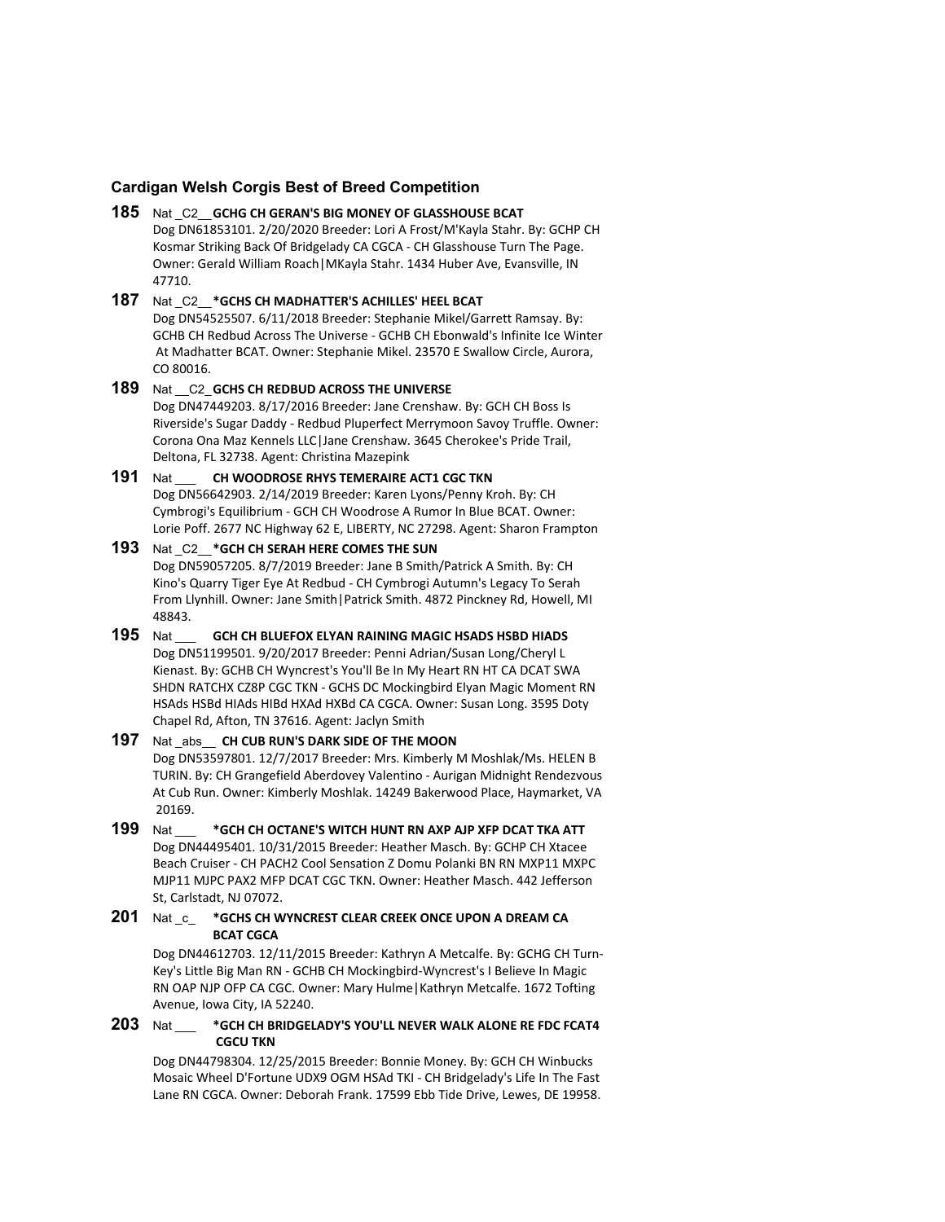### Cardigan Welsh Corgis Best of Breed Competition

**185** Nat _C2__ **GCHG CH GERAN'S BIG MONEY OF GLASSHOUSE BCAT**
Dog DN61853101. 2/20/2020 Breeder: Lori A Frost/M'Kayla Stahr. By: GCHP CH Kosmar Striking Back Of Bridgelady CA CGCA - CH Glasshouse Turn The Page. Owner: Gerald William Roach|MKayla Stahr. 1434 Huber Ave, Evansville, IN 47710.

**187** Nat _C2__ ***GCHS CH MADHATTER'S ACHILLES' HEEL BCAT**
Dog DN54525507. 6/11/2018 Breeder: Stephanie Mikel/Garrett Ramsay. By: GCHB CH Redbud Across The Universe - GCHB CH Ebonwald's Infinite Ice Winter At Madhatter BCAT. Owner: Stephanie Mikel. 23570 E Swallow Circle, Aurora, CO 80016.

**189** Nat __C2_ **GCHS CH REDBUD ACROSS THE UNIVERSE**
Dog DN47449203. 8/17/2016 Breeder: Jane Crenshaw. By: GCH CH Boss Is Riverside's Sugar Daddy - Redbud Pluperfect Merrymoon Savoy Truffle. Owner: Corona Ona Maz Kennels LLC|Jane Crenshaw. 3645 Cherokee's Pride Trail, Deltona, FL 32738. Agent: Christina Mazepink

**191** Nat ___ **CH WOODROSE RHYS TEMERAIRE ACT1 CGC TKN**
Dog DN56642903. 2/14/2019 Breeder: Karen Lyons/Penny Kroh. By: CH Cymbrogi's Equilibrium - GCH CH Woodrose A Rumor In Blue BCAT. Owner: Lorie Poff. 2677 NC Highway 62 E, LIBERTY, NC 27298. Agent: Sharon Frampton

**193** Nat _C2__ ***GCH CH SERAH HERE COMES THE SUN**
Dog DN59057205. 8/7/2019 Breeder: Jane B Smith/Patrick A Smith. By: CH Kino's Quarry Tiger Eye At Redbud - CH Cymbrogi Autumn's Legacy To Serah From Llynhill. Owner: Jane Smith|Patrick Smith. 4872 Pinckney Rd, Howell, MI 48843.

**195** Nat ___ **GCH CH BLUEFOX ELYAN RAINING MAGIC HSADS HSBD HIADS**
Dog DN51199501. 9/20/2017 Breeder: Penni Adrian/Susan Long/Cheryl L Kienast. By: GCHB CH Wyncrest's You'll Be In My Heart RN HT CA DCAT SWA SHDN RATCHX CZ8P CGC TKN - GCHS DC Mockingbird Elyan Magic Moment RN HSAds HSBd HIAds HIBd HXAd HXBd CA CGCA. Owner: Susan Long. 3595 Doty Chapel Rd, Afton, TN 37616. Agent: Jaclyn Smith

**197** Nat _abs__ **CH CUB RUN'S DARK SIDE OF THE MOON**
Dog DN53597801. 12/7/2017 Breeder: Mrs. Kimberly M Moshlak/Ms. HELEN B TURIN. By: CH Grangefield Aberdovey Valentino - Aurigan Midnight Rendezvous At Cub Run. Owner: Kimberly Moshlak. 14249 Bakerwood Place, Haymarket, VA 20169.

**199** Nat ___ ***GCH CH OCTANE'S WITCH HUNT RN AXP AJP XFP DCAT TKA ATT**
Dog DN44495401. 10/31/2015 Breeder: Heather Masch. By: GCHP CH Xtacee Beach Cruiser - CH PACH2 Cool Sensation Z Domu Polanki BN RN MXP11 MXPC MJP11 MJPC PAX2 MFP DCAT CGC TKN. Owner: Heather Masch. 442 Jefferson St, Carlstadt, NJ 07072.

**201** Nat _c_ ***GCHS CH WYNCREST CLEAR CREEK ONCE UPON A DREAM CA BCAT CGCA**
Dog DN44612703. 12/11/2015 Breeder: Kathryn A Metcalfe. By: GCHG CH Turn-Key's Little Big Man RN - GCHB CH Mockingbird-Wyncrest's I Believe In Magic RN OAP NJP OFP CA CGC. Owner: Mary Hulme|Kathryn Metcalfe. 1672 Tofting Avenue, Iowa City, IA 52240.

**203** Nat ___ ***GCH CH BRIDGELADY'S YOU'LL NEVER WALK ALONE RE FDC FCAT4 CGCU TKN**
Dog DN44798304. 12/25/2015 Breeder: Bonnie Money. By: GCH CH Winbucks Mosaic Wheel D'Fortune UDX9 OGM HSAd TKI - CH Bridgelady's Life In The Fast Lane RN CGCA. Owner: Deborah Frank. 17599 Ebb Tide Drive, Lewes, DE 19958.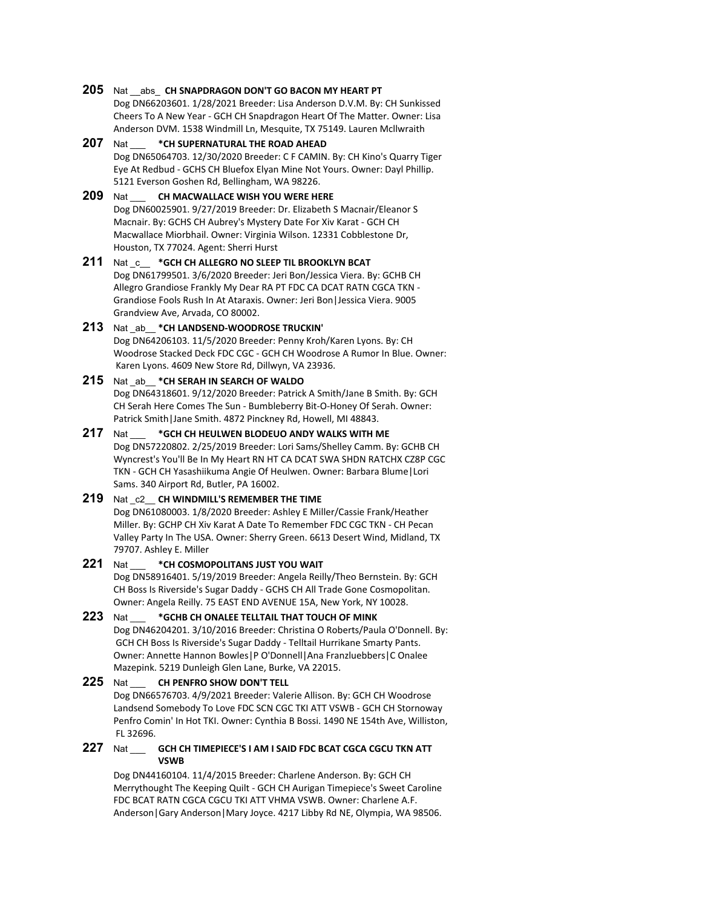**205** Nat __abs_ **CH SNAPDRAGON DON'T GO BACON MY HEART PT**
Dog DN66203601. 1/28/2021 Breeder: Lisa Anderson D.V.M. By: CH Sunkissed Cheers To A New Year - GCH CH Snapdragon Heart Of The Matter. Owner: Lisa Anderson DVM. 1538 Windmill Ln, Mesquite, TX 75149. Lauren McIlwraith

**207** Nat ___ ***CH SUPERNATURAL THE ROAD AHEAD**
Dog DN65064703. 12/30/2020 Breeder: C F CAMIN. By: CH Kino's Quarry Tiger Eye At Redbud - GCHS CH Bluefox Elyan Mine Not Yours. Owner: Dayl Phillip. 5121 Everson Goshen Rd, Bellingham, WA 98226.

**209** Nat ___ **CH MACWALLACE WISH YOU WERE HERE**
Dog DN60025901. 9/27/2019 Breeder: Dr. Elizabeth S Macnair/Eleanor S Macnair. By: GCHS CH Aubrey's Mystery Date For Xiv Karat - GCH CH Macwallace Miorbhail. Owner: Virginia Wilson. 12331 Cobblestone Dr, Houston, TX 77024. Agent: Sherri Hurst

**211** Nat _c__ ***GCH CH ALLEGRO NO SLEEP TIL BROOKLYN BCAT**
Dog DN61799501. 3/6/2020 Breeder: Jeri Bon/Jessica Viera. By: GCHB CH Allegro Grandiose Frankly My Dear RA PT FDC CA DCAT RATN CGCA TKN - Grandiose Fools Rush In At Ataraxis. Owner: Jeri Bon|Jessica Viera. 9005 Grandview Ave, Arvada, CO 80002.

**213** Nat _ab__ ***CH LANDSEND-WOODROSE TRUCKIN'**
Dog DN64206103. 11/5/2020 Breeder: Penny Kroh/Karen Lyons. By: CH Woodrose Stacked Deck FDC CGC - GCH CH Woodrose A Rumor In Blue. Owner: Karen Lyons. 4609 New Store Rd, Dillwyn, VA 23936.

**215** Nat _ab__ ***CH SERAH IN SEARCH OF WALDO**
Dog DN64318601. 9/12/2020 Breeder: Patrick A Smith/Jane B Smith. By: GCH CH Serah Here Comes The Sun - Bumbleberry Bit-O-Honey Of Serah. Owner: Patrick Smith|Jane Smith. 4872 Pinckney Rd, Howell, MI 48843.

**217** Nat ___ ***GCH CH HEULWEN BLODEUO ANDY WALKS WITH ME**
Dog DN57220802. 2/25/2019 Breeder: Lori Sams/Shelley Camm. By: GCHB CH Wyncrest's You'll Be In My Heart RN HT CA DCAT SWA SHDN RATCHX CZ8P CGC TKN - GCH CH Yasashiikuma Angie Of Heulwen. Owner: Barbara Blume|Lori Sams. 340 Airport Rd, Butler, PA 16002.

**219** Nat _c2__ **CH WINDMILL'S REMEMBER THE TIME**
Dog DN61080003. 1/8/2020 Breeder: Ashley E Miller/Cassie Frank/Heather Miller. By: GCHP CH Xiv Karat A Date To Remember FDC CGC TKN - CH Pecan Valley Party In The USA. Owner: Sherry Green. 6613 Desert Wind, Midland, TX 79707. Ashley E. Miller

**221** Nat ___ ***CH COSMOPOLITANS JUST YOU WAIT**
Dog DN58916401. 5/19/2019 Breeder: Angela Reilly/Theo Bernstein. By: GCH CH Boss Is Riverside's Sugar Daddy - GCHS CH All Trade Gone Cosmopolitan. Owner: Angela Reilly. 75 EAST END AVENUE 15A, New York, NY 10028.

**223** Nat ___ ***GCHB CH ONALEE TELLTAIL THAT TOUCH OF MINK**
Dog DN46204201. 3/10/2016 Breeder: Christina O Roberts/Paula O'Donnell. By: GCH CH Boss Is Riverside's Sugar Daddy - Telltail Hurrikane Smarty Pants. Owner: Annette Hannon Bowles|P O'Donnell|Ana Franzluebbers|C Onalee Mazepink. 5219 Dunleigh Glen Lane, Burke, VA 22015.

**225** Nat ___ **CH PENFRO SHOW DON'T TELL**
Dog DN66576703. 4/9/2021 Breeder: Valerie Allison. By: GCH CH Woodrose Landsend Somebody To Love FDC SCN CGC TKI ATT VSWB - GCH CH Stornoway Penfro Comin' In Hot TKI. Owner: Cynthia B Bossi. 1490 NE 154th Ave, Williston, FL 32696.

**227** Nat ___ **GCH CH TIMEPIECE'S I AM I SAID FDC BCAT CGCA CGCU TKN ATT VSWB**
Dog DN44160104. 11/4/2015 Breeder: Charlene Anderson. By: GCH CH Merrythought The Keeping Quilt - GCH CH Aurigan Timepiece's Sweet Caroline FDC BCAT RATN CGCA CGCU TKI ATT VHMA VSWB. Owner: Charlene A.F. Anderson|Gary Anderson|Mary Joyce. 4217 Libby Rd NE, Olympia, WA 98506.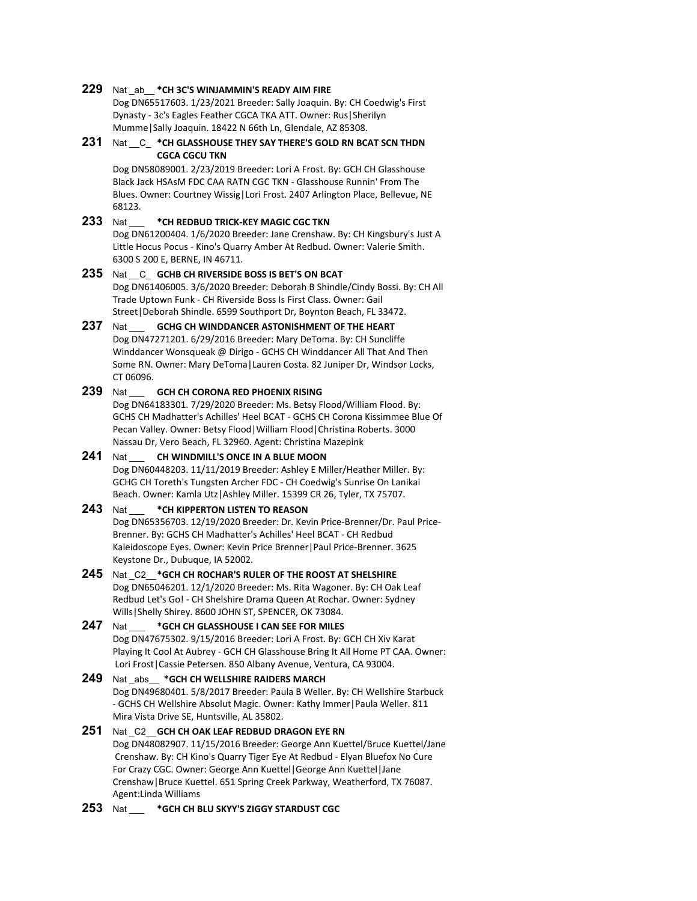**229** Nat _ab__ ***CH 3C'S WINJAMMIN'S READY AIM FIRE**
Dog DN65517603. 1/23/2021 Breeder: Sally Joaquin. By: CH Coedwig's First Dynasty - 3c's Eagles Feather CGCA TKA ATT. Owner: Rus|Sherilyn Mumme|Sally Joaquin. 18422 N 66th Ln, Glendale, AZ 85308.

**231** Nat __C_ ***CH GLASSHOUSE THEY SAY THERE'S GOLD RN BCAT SCN THDN CGCA CGCU TKN**
Dog DN58089001. 2/23/2019 Breeder: Lori A Frost. By: GCH CH Glasshouse Black Jack HSAsM FDC CAA RATN CGC TKN - Glasshouse Runnin' From The Blues. Owner: Courtney Wissig|Lori Frost. 2407 Arlington Place, Bellevue, NE 68123.

**233** Nat ___ ***CH REDBUD TRICK-KEY MAGIC CGC TKN**
Dog DN61200404. 1/6/2020 Breeder: Jane Crenshaw. By: CH Kingsbury's Just A Little Hocus Pocus - Kino's Quarry Amber At Redbud. Owner: Valerie Smith. 6300 S 200 E, BERNE, IN 46711.

**235** Nat __C_ **GCHB CH RIVERSIDE BOSS IS BET'S ON BCAT**
Dog DN61406005. 3/6/2020 Breeder: Deborah B Shindle/Cindy Bossi. By: CH All Trade Uptown Funk - CH Riverside Boss Is First Class. Owner: Gail Street|Deborah Shindle. 6599 Southport Dr, Boynton Beach, FL 33472.

**237** Nat ___ **GCHG CH WINDDANCER ASTONISHMENT OF THE HEART**
Dog DN47271201. 6/29/2016 Breeder: Mary DeToma. By: CH Suncliffe Winddancer Wonsqueak @ Dirigo - GCHS CH Winddancer All That And Then Some RN. Owner: Mary DeToma|Lauren Costa. 82 Juniper Dr, Windsor Locks, CT 06096.

**239** Nat ___ **GCH CH CORONA RED PHOENIX RISING**
Dog DN64183301. 7/29/2020 Breeder: Ms. Betsy Flood/William Flood. By: GCHS CH Madhatter's Achilles' Heel BCAT - GCHS CH Corona Kissimmee Blue Of Pecan Valley. Owner: Betsy Flood|William Flood|Christina Roberts. 3000 Nassau Dr, Vero Beach, FL 32960. Agent: Christina Mazepink

**241** Nat ___ **CH WINDMILL'S ONCE IN A BLUE MOON**
Dog DN60448203. 11/11/2019 Breeder: Ashley E Miller/Heather Miller. By: GCHG CH Toreth's Tungsten Archer FDC - CH Coedwig's Sunrise On Lanikai Beach. Owner: Kamla Utz|Ashley Miller. 15399 CR 26, Tyler, TX 75707.

**243** Nat ___ ***CH KIPPERTON LISTEN TO REASON**
Dog DN65356703. 12/19/2020 Breeder: Dr. Kevin Price-Brenner/Dr. Paul Price-Brenner. By: GCHS CH Madhatter's Achilles' Heel BCAT - CH Redbud Kaleidoscope Eyes. Owner: Kevin Price Brenner|Paul Price-Brenner. 3625 Keystone Dr., Dubuque, IA 52002.

**245** Nat _C2__ ***GCH CH ROCHAR'S RULER OF THE ROOST AT SHELSHIRE**
Dog DN65046201. 12/1/2020 Breeder: Ms. Rita Wagoner. By: CH Oak Leaf Redbud Let's Go! - CH Shelshire Drama Queen At Rochar. Owner: Sydney Wills|Shelly Shirey. 8600 JOHN ST, SPENCER, OK 73084.

**247** Nat ___ ***GCH CH GLASSHOUSE I CAN SEE FOR MILES**
Dog DN47675302. 9/15/2016 Breeder: Lori A Frost. By: GCH CH Xiv Karat Playing It Cool At Aubrey - GCH CH Glasshouse Bring It All Home PT CAA. Owner: Lori Frost|Cassie Petersen. 850 Albany Avenue, Ventura, CA 93004.

**249** Nat _abs__ ***GCH CH WELLSHIRE RAIDERS MARCH**
Dog DN49680401. 5/8/2017 Breeder: Paula B Weller. By: CH Wellshire Starbuck - GCHS CH Wellshire Absolut Magic. Owner: Kathy Immer|Paula Weller. 811 Mira Vista Drive SE, Huntsville, AL 35802.

**251** Nat _C2__ **GCH CH OAK LEAF REDBUD DRAGON EYE RN**
Dog DN48082907. 11/15/2016 Breeder: George Ann Kuettel/Bruce Kuettel/Jane Crenshaw. By: CH Kino's Quarry Tiger Eye At Redbud - Elyan Bluefox No Cure For Crazy CGC. Owner: George Ann Kuettel|George Ann Kuettel|Jane Crenshaw|Bruce Kuettel. 651 Spring Creek Parkway, Weatherford, TX 76087. Agent:Linda Williams

**253** Nat ___ ***GCH CH BLU SKYY'S ZIGGY STARDUST CGC**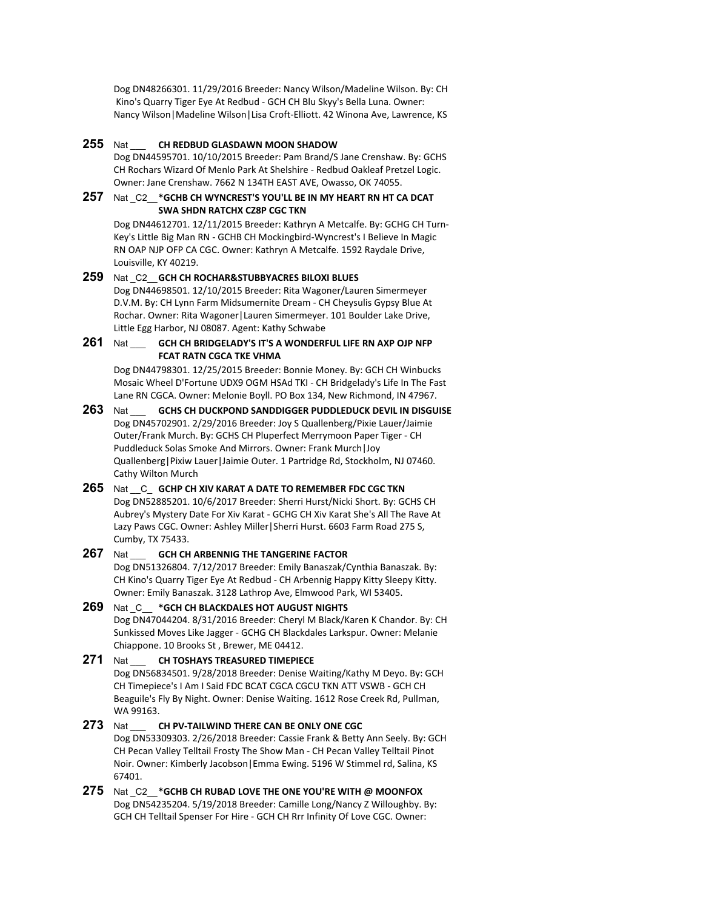Dog DN48266301. 11/29/2016 Breeder: Nancy Wilson/Madeline Wilson. By: CH Kino's Quarry Tiger Eye At Redbud - GCH CH Blu Skyy's Bella Luna. Owner: Nancy Wilson|Madeline Wilson|Lisa Croft-Elliott. 42 Winona Ave, Lawrence, KS

**255** Nat ___ **CH REDBUD GLASDAWN MOON SHADOW**
Dog DN44595701. 10/10/2015 Breeder: Pam Brand/S Jane Crenshaw. By: GCHS CH Rochars Wizard Of Menlo Park At Shelshire - Redbud Oakleaf Pretzel Logic. Owner: Jane Crenshaw. 7662 N 134TH EAST AVE, Owasso, OK 74055.

**257** Nat _C2__ **\*GCHB CH WYNCREST'S YOU'LL BE IN MY HEART RN HT CA DCAT SWA SHDN RATCHX CZ8P CGC TKN**
Dog DN44612701. 12/11/2015 Breeder: Kathryn A Metcalfe. By: GCHG CH Turn-Key's Little Big Man RN - GCHB CH Mockingbird-Wyncrest's I Believe In Magic RN OAP NJP OFP CA CGC. Owner: Kathryn A Metcalfe. 1592 Raydale Drive, Louisville, KY 40219.

**259** Nat _C2__ **GCH CH ROCHAR&STUBBYACRES BILOXI BLUES**
Dog DN44698501. 12/10/2015 Breeder: Rita Wagoner/Lauren Simermeyer D.V.M. By: CH Lynn Farm Midsumernite Dream - CH Cheysulis Gypsy Blue At Rochar. Owner: Rita Wagoner|Lauren Simermeyer. 101 Boulder Lake Drive, Little Egg Harbor, NJ 08087. Agent: Kathy Schwabe

**261** Nat ___ **GCH CH BRIDGELADY'S IT'S A WONDERFUL LIFE RN AXP OJP NFP FCAT RATN CGCA TKE VHMA**
Dog DN44798301. 12/25/2015 Breeder: Bonnie Money. By: GCH CH Winbucks Mosaic Wheel D'Fortune UDX9 OGM HSAd TKI - CH Bridgelady's Life In The Fast Lane RN CGCA. Owner: Melonie Boyll. PO Box 134, New Richmond, IN 47967.

**263** Nat ___ **GCHS CH DUCKPOND SANDDIGGER PUDDLEDUCK DEVIL IN DISGUISE**
Dog DN45702901. 2/29/2016 Breeder: Joy S Quallenberg/Pixie Lauer/Jaimie Outer/Frank Murch. By: GCHS CH Pluperfect Merrymoon Paper Tiger - CH Puddleduck Solas Smoke And Mirrors. Owner: Frank Murch|Joy Quallenberg|Pixiw Lauer|Jaimie Outer. 1 Partridge Rd, Stockholm, NJ 07460. Cathy Wilton Murch

**265** Nat __C_ **GCHP CH XIV KARAT A DATE TO REMEMBER FDC CGC TKN**
Dog DN52885201. 10/6/2017 Breeder: Sherri Hurst/Nicki Short. By: GCHS CH Aubrey's Mystery Date For Xiv Karat - GCHG CH Xiv Karat She's All The Rave At Lazy Paws CGC. Owner: Ashley Miller|Sherri Hurst. 6603 Farm Road 275 S, Cumby, TX 75433.

**267** Nat ___ **GCH CH ARBENNIG THE TANGERINE FACTOR**
Dog DN51326804. 7/12/2017 Breeder: Emily Banaszak/Cynthia Banaszak. By: CH Kino's Quarry Tiger Eye At Redbud - CH Arbennig Happy Kitty Sleepy Kitty. Owner: Emily Banaszak. 3128 Lathrop Ave, Elmwood Park, WI 53405.

**269** Nat _C__ **\*GCH CH BLACKDALES HOT AUGUST NIGHTS**
Dog DN47044204. 8/31/2016 Breeder: Cheryl M Black/Karen K Chandor. By: CH Sunkissed Moves Like Jagger - GCHG CH Blackdales Larkspur. Owner: Melanie Chiappone. 10 Brooks St , Brewer, ME 04412.

**271** Nat ___ **CH TOSHAYS TREASURED TIMEPIECE**
Dog DN56834501. 9/28/2018 Breeder: Denise Waiting/Kathy M Deyo. By: GCH CH Timepiece's I Am I Said FDC BCAT CGCA CGCU TKN ATT VSWB - GCH CH Beaguile's Fly By Night. Owner: Denise Waiting. 1612 Rose Creek Rd, Pullman, WA 99163.

**273** Nat ___ **CH PV-TAILWIND THERE CAN BE ONLY ONE CGC**
Dog DN53309303. 2/26/2018 Breeder: Cassie Frank & Betty Ann Seely. By: GCH CH Pecan Valley Telltail Frosty The Show Man - CH Pecan Valley Telltail Pinot Noir. Owner: Kimberly Jacobson|Emma Ewing. 5196 W Stimmel rd, Salina, KS 67401.

**275** Nat _C2__ **\*GCHB CH RUBAD LOVE THE ONE YOU'RE WITH @ MOONFOX**
Dog DN54235204. 5/19/2018 Breeder: Camille Long/Nancy Z Willoughby. By: GCH CH Telltail Spenser For Hire - GCH CH Rrr Infinity Of Love CGC. Owner: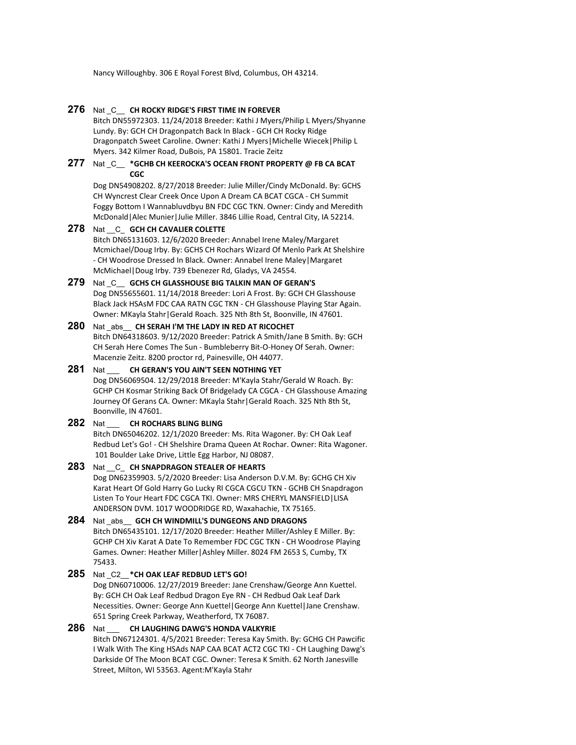Nancy Willoughby. 306 E Royal Forest Blvd, Columbus, OH 43214.

**276** Nat _C__ **CH ROCKY RIDGE'S FIRST TIME IN FOREVER**
Bitch DN55972303. 11/24/2018 Breeder: Kathi J Myers/Philip L Myers/Shyanne Lundy. By: GCH CH Dragonpatch Back In Black - GCH CH Rocky Ridge Dragonpatch Sweet Caroline. Owner: Kathi J Myers|Michelle Wiecek|Philip L Myers. 342 Kilmer Road, DuBois, PA 15801. Tracie Zeitz

**277** Nat _C__ ***GCHB CH KEEROCKA'S OCEAN FRONT PROPERTY @ FB CA BCAT CGC**
Dog DN54908202. 8/27/2018 Breeder: Julie Miller/Cindy McDonald. By: GCHS CH Wyncrest Clear Creek Once Upon A Dream CA BCAT CGCA - CH Summit Foggy Bottom I Wannabluvdbyu BN FDC CGC TKN. Owner: Cindy and Meredith McDonald|Alec Munier|Julie Miller. 3846 Lillie Road, Central City, IA 52214.

**278** Nat __C_ **GCH CH CAVALIER COLETTE**
Bitch DN65131603. 12/6/2020 Breeder: Annabel Irene Maley/Margaret Mcmichael/Doug Irby. By: GCHS CH Rochars Wizard Of Menlo Park At Shelshire - CH Woodrose Dressed In Black. Owner: Annabel Irene Maley|Margaret McMichael|Doug Irby. 739 Ebenezer Rd, Gladys, VA 24554.

**279** Nat _C__ **GCHS CH GLASSHOUSE BIG TALKIN MAN OF GERAN'S**
Dog DN55655601. 11/14/2018 Breeder: Lori A Frost. By: GCH CH Glasshouse Black Jack HSAsM FDC CAA RATN CGC TKN - CH Glasshouse Playing Star Again. Owner: MKayla Stahr|Gerald Roach. 325 Nth 8th St, Boonville, IN 47601.

**280** Nat _abs__ **CH SERAH I'M THE LADY IN RED AT RICOCHET**
Bitch DN64318603. 9/12/2020 Breeder: Patrick A Smith/Jane B Smith. By: GCH CH Serah Here Comes The Sun - Bumbleberry Bit-O-Honey Of Serah. Owner: Macenzie Zeitz. 8200 proctor rd, Painesville, OH 44077.

**281** Nat ___ **CH GERAN'S YOU AIN'T SEEN NOTHING YET**
Dog DN56069504. 12/29/2018 Breeder: M'Kayla Stahr/Gerald W Roach. By: GCHP CH Kosmar Striking Back Of Bridgelady CA CGCA - CH Glasshouse Amazing Journey Of Gerans CA. Owner: MKayla Stahr|Gerald Roach. 325 Nth 8th St, Boonville, IN 47601.

**282** Nat ___ **CH ROCHARS BLING BLING**
Bitch DN65046202. 12/1/2020 Breeder: Ms. Rita Wagoner. By: CH Oak Leaf Redbud Let's Go! - CH Shelshire Drama Queen At Rochar. Owner: Rita Wagoner. 101 Boulder Lake Drive, Little Egg Harbor, NJ 08087.

**283** Nat __C_ **CH SNAPDRAGON STEALER OF HEARTS**
Dog DN62359903. 5/2/2020 Breeder: Lisa Anderson D.V.M. By: GCHG CH Xiv Karat Heart Of Gold Harry Go Lucky RI CGCA CGCU TKN - GCHB CH Snapdragon Listen To Your Heart FDC CGCA TKI. Owner: MRS CHERYL MANSFIELD|LISA ANDERSON DVM. 1017 WOODRIDGE RD, Waxahachie, TX 75165.

**284** Nat _abs__ **GCH CH WINDMILL'S DUNGEONS AND DRAGONS**
Bitch DN65435101. 12/17/2020 Breeder: Heather Miller/Ashley E Miller. By: GCHP CH Xiv Karat A Date To Remember FDC CGC TKN - CH Woodrose Playing Games. Owner: Heather Miller|Ashley Miller. 8024 FM 2653 S, Cumby, TX 75433.

**285** Nat _C2__***CH OAK LEAF REDBUD LET'S GO!**
Dog DN60710006. 12/27/2019 Breeder: Jane Crenshaw/George Ann Kuettel. By: GCH CH Oak Leaf Redbud Dragon Eye RN - CH Redbud Oak Leaf Dark Necessities. Owner: George Ann Kuettel|George Ann Kuettel|Jane Crenshaw. 651 Spring Creek Parkway, Weatherford, TX 76087.

**286** Nat ___ **CH LAUGHING DAWG'S HONDA VALKYRIE**
Bitch DN67124301. 4/5/2021 Breeder: Teresa Kay Smith. By: GCHG CH Pawcific I Walk With The King HSAds NAP CAA BCAT ACT2 CGC TKI - CH Laughing Dawg's Darkside Of The Moon BCAT CGC. Owner: Teresa K Smith. 62 North Janesville Street, Milton, WI 53563. Agent:M'Kayla Stahr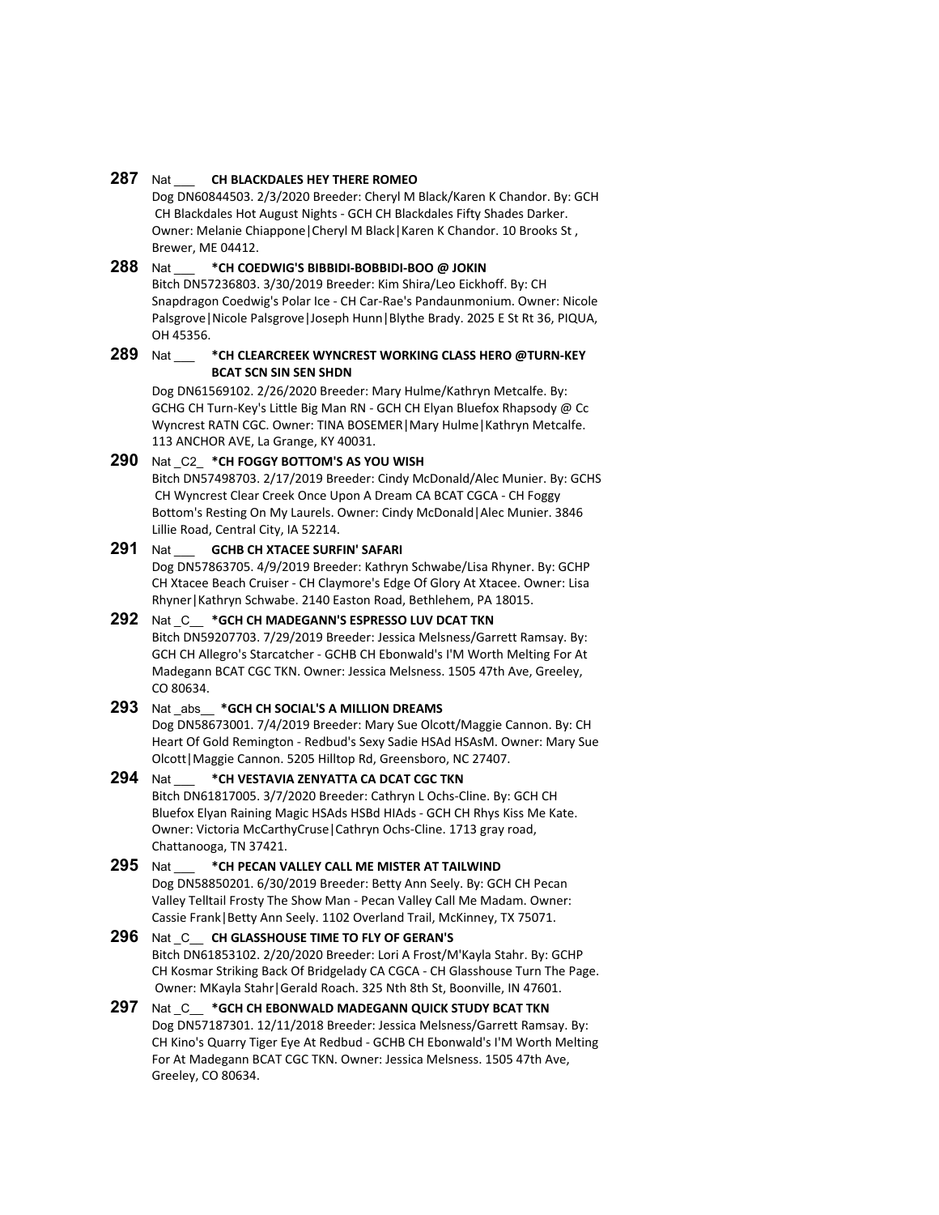**287** Nat ___ **CH BLACKDALES HEY THERE ROMEO**
Dog DN60844503. 2/3/2020 Breeder: Cheryl M Black/Karen K Chandor. By: GCH CH Blackdales Hot August Nights - GCH CH Blackdales Fifty Shades Darker. Owner: Melanie Chiappone|Cheryl M Black|Karen K Chandor. 10 Brooks St , Brewer, ME 04412.

**288** Nat ___ ***CH COEDWIG'S BIBBIDI-BOBBIDI-BOO @ JOKIN**
Bitch DN57236803. 3/30/2019 Breeder: Kim Shira/Leo Eickhoff. By: CH Snapdragon Coedwig's Polar Ice - CH Car-Rae's Pandaunmonium. Owner: Nicole Palsgrove|Nicole Palsgrove|Joseph Hunn|Blythe Brady. 2025 E St Rt 36, PIQUA, OH 45356.

**289** Nat ___ ***CH CLEARCREEK WYNCREST WORKING CLASS HERO @TURN-KEY BCAT SCN SIN SEN SHDN**
Dog DN61569102. 2/26/2020 Breeder: Mary Hulme/Kathryn Metcalfe. By: GCHG CH Turn-Key's Little Big Man RN - GCH CH Elyan Bluefox Rhapsody @ Cc Wyncrest RATN CGC. Owner: TINA BOSEMER|Mary Hulme|Kathryn Metcalfe. 113 ANCHOR AVE, La Grange, KY 40031.

**290** Nat _C2_ ***CH FOGGY BOTTOM'S AS YOU WISH**
Bitch DN57498703. 2/17/2019 Breeder: Cindy McDonald/Alec Munier. By: GCHS CH Wyncrest Clear Creek Once Upon A Dream CA BCAT CGCA - CH Foggy Bottom's Resting On My Laurels. Owner: Cindy McDonald|Alec Munier. 3846 Lillie Road, Central City, IA 52214.

**291** Nat ___ **GCHB CH XTACEE SURFIN' SAFARI**
Dog DN57863705. 4/9/2019 Breeder: Kathryn Schwabe/Lisa Rhyner. By: GCHP CH Xtacee Beach Cruiser - CH Claymore's Edge Of Glory At Xtacee. Owner: Lisa Rhyner|Kathryn Schwabe. 2140 Easton Road, Bethlehem, PA 18015.

**292** Nat _C__ ***GCH CH MADEGANN'S ESPRESSO LUV DCAT TKN**
Bitch DN59207703. 7/29/2019 Breeder: Jessica Melsness/Garrett Ramsay. By: GCH CH Allegro's Starcatcher - GCHB CH Ebonwald's I'M Worth Melting For At Madegann BCAT CGC TKN. Owner: Jessica Melsness. 1505 47th Ave, Greeley, CO 80634.

**293** Nat _abs__ ***GCH CH SOCIAL'S A MILLION DREAMS**
Dog DN58673001. 7/4/2019 Breeder: Mary Sue Olcott/Maggie Cannon. By: CH Heart Of Gold Remington - Redbud's Sexy Sadie HSAd HSAsM. Owner: Mary Sue Olcott|Maggie Cannon. 5205 Hilltop Rd, Greensboro, NC 27407.

**294** Nat ___ ***CH VESTAVIA ZENYATTA CA DCAT CGC TKN**
Bitch DN61817005. 3/7/2020 Breeder: Cathryn L Ochs-Cline. By: GCH CH Bluefox Elyan Raining Magic HSAds HSBd HIAds - GCH CH Rhys Kiss Me Kate. Owner: Victoria McCarthyCruse|Cathryn Ochs-Cline. 1713 gray road, Chattanooga, TN 37421.

**295** Nat ___ ***CH PECAN VALLEY CALL ME MISTER AT TAILWIND**
Dog DN58850201. 6/30/2019 Breeder: Betty Ann Seely. By: GCH CH Pecan Valley Telltail Frosty The Show Man - Pecan Valley Call Me Madam. Owner: Cassie Frank|Betty Ann Seely. 1102 Overland Trail, McKinney, TX 75071.

**296** Nat _C__ **CH GLASSHOUSE TIME TO FLY OF GERAN'S**
Bitch DN61853102. 2/20/2020 Breeder: Lori A Frost/M'Kayla Stahr. By: GCHP CH Kosmar Striking Back Of Bridgelady CA CGCA - CH Glasshouse Turn The Page. Owner: MKayla Stahr|Gerald Roach. 325 Nth 8th St, Boonville, IN 47601.

**297** Nat _C__ ***GCH CH EBONWALD MADEGANN QUICK STUDY BCAT TKN**
Dog DN57187301. 12/11/2018 Breeder: Jessica Melsness/Garrett Ramsay. By: CH Kino's Quarry Tiger Eye At Redbud - GCHB CH Ebonwald's I'M Worth Melting For At Madegann BCAT CGC TKN. Owner: Jessica Melsness. 1505 47th Ave, Greeley, CO 80634.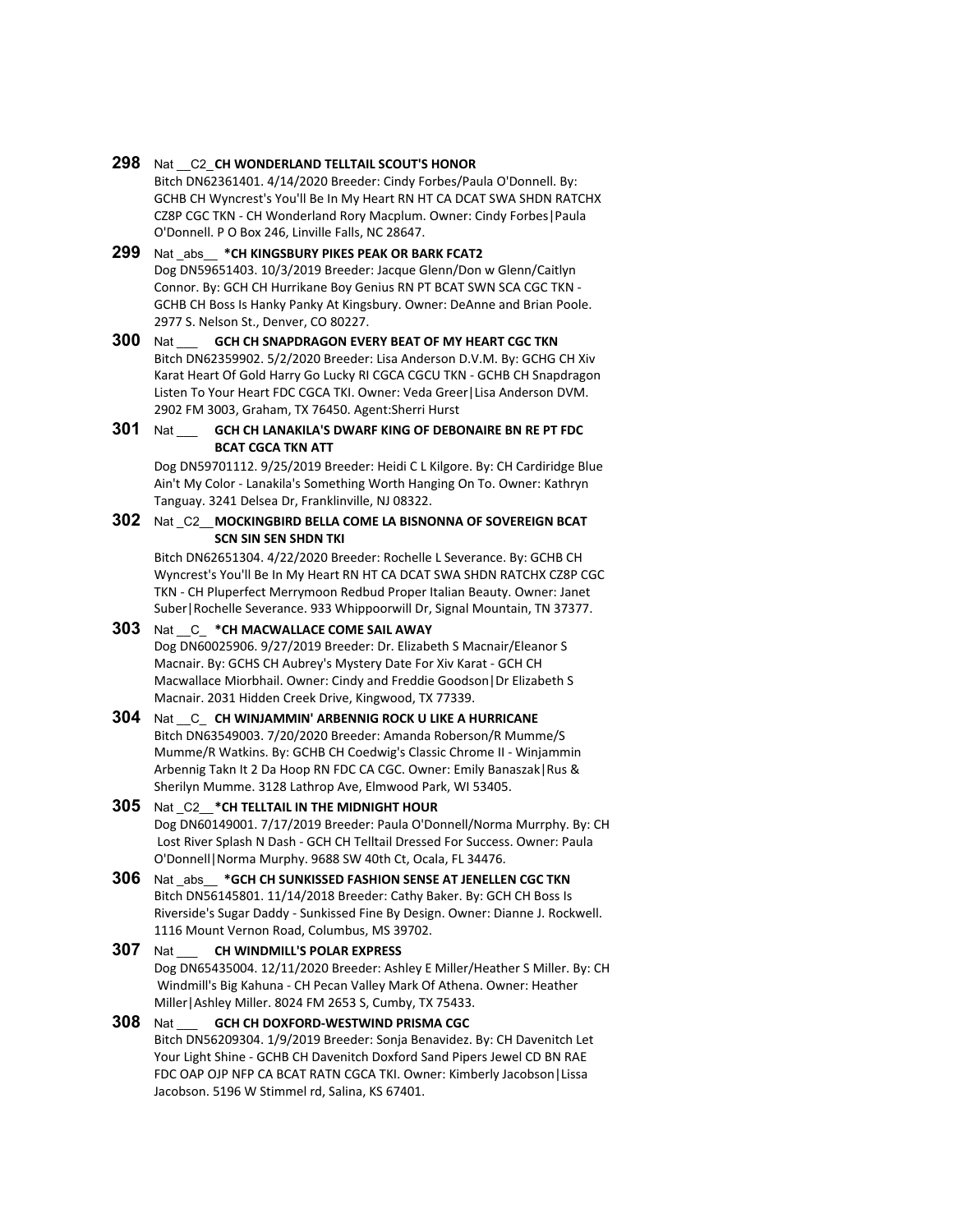**298** Nat \_\_C2\_ **CH WONDERLAND TELLTAIL SCOUT'S HONOR**
Bitch DN62361401. 4/14/2020 Breeder: Cindy Forbes/Paula O'Donnell. By: GCHB CH Wyncrest's You'll Be In My Heart RN HT CA DCAT SWA SHDN RATCHX CZ8P CGC TKN - CH Wonderland Rory Macplum. Owner: Cindy Forbes|Paula O'Donnell. P O Box 246, Linville Falls, NC 28647.

**299** Nat \_abs\_\_ **\*CH KINGSBURY PIKES PEAK OR BARK FCAT2**
Dog DN59651403. 10/3/2019 Breeder: Jacque Glenn/Don w Glenn/Caitlyn Connor. By: GCH CH Hurrikane Boy Genius RN PT BCAT SWN SCA CGC TKN - GCHB CH Boss Is Hanky Panky At Kingsbury. Owner: DeAnne and Brian Poole. 2977 S. Nelson St., Denver, CO 80227.

**300** Nat \_\_\_ **GCH CH SNAPDRAGON EVERY BEAT OF MY HEART CGC TKN**
Bitch DN62359902. 5/2/2020 Breeder: Lisa Anderson D.V.M. By: GCHG CH Xiv Karat Heart Of Gold Harry Go Lucky RI CGCA CGCU TKN - GCHB CH Snapdragon Listen To Your Heart FDC CGCA TKI. Owner: Veda Greer|Lisa Anderson DVM. 2902 FM 3003, Graham, TX 76450. Agent:Sherri Hurst

**301** Nat \_\_\_ **GCH CH LANAKILA'S DWARF KING OF DEBONAIRE BN RE PT FDC BCAT CGCA TKN ATT**
Dog DN59701112. 9/25/2019 Breeder: Heidi C L Kilgore. By: CH Cardiridge Blue Ain't My Color - Lanakila's Something Worth Hanging On To. Owner: Kathryn Tanguay. 3241 Delsea Dr, Franklinville, NJ 08322.

**302** Nat \_C2\_\_ **MOCKINGBIRD BELLA COME LA BISNONNA OF SOVEREIGN BCAT SCN SIN SEN SHDN TKI**
Bitch DN62651304. 4/22/2020 Breeder: Rochelle L Severance. By: GCHB CH Wyncrest's You'll Be In My Heart RN HT CA DCAT SWA SHDN RATCHX CZ8P CGC TKN - CH Pluperfect Merrymoon Redbud Proper Italian Beauty. Owner: Janet Suber|Rochelle Severance. 933 Whippoorwill Dr, Signal Mountain, TN 37377.

**303** Nat \_\_C\_ **\*CH MACWALLACE COME SAIL AWAY**
Dog DN60025906. 9/27/2019 Breeder: Dr. Elizabeth S Macnair/Eleanor S Macnair. By: GCHS CH Aubrey's Mystery Date For Xiv Karat - GCH CH Macwallace Miorbhail. Owner: Cindy and Freddie Goodson|Dr Elizabeth S Macnair. 2031 Hidden Creek Drive, Kingwood, TX 77339.

**304** Nat \_\_C\_ **CH WINJAMMIN' ARBENNIG ROCK U LIKE A HURRICANE**
Bitch DN63549003. 7/20/2020 Breeder: Amanda Roberson/R Mumme/S Mumme/R Watkins. By: GCHB CH Coedwig's Classic Chrome II - Winjammin Arbennig Takn It 2 Da Hoop RN FDC CA CGC. Owner: Emily Banaszak|Rus & Sherilyn Mumme. 3128 Lathrop Ave, Elmwood Park, WI 53405.

**305** Nat \_C2\_\_ **\*CH TELLTAIL IN THE MIDNIGHT HOUR**
Dog DN60149001. 7/17/2019 Breeder: Paula O'Donnell/Norma Murrphy. By: CH Lost River Splash N Dash - GCH CH Telltail Dressed For Success. Owner: Paula O'Donnell|Norma Murphy. 9688 SW 40th Ct, Ocala, FL 34476.

**306** Nat \_abs\_\_ **\*GCH CH SUNKISSED FASHION SENSE AT JENELLEN CGC TKN**
Bitch DN56145801. 11/14/2018 Breeder: Cathy Baker. By: GCH CH Boss Is Riverside's Sugar Daddy - Sunkissed Fine By Design. Owner: Dianne J. Rockwell. 1116 Mount Vernon Road, Columbus, MS 39702.

**307** Nat \_\_\_ **CH WINDMILL'S POLAR EXPRESS**
Dog DN65435004. 12/11/2020 Breeder: Ashley E Miller/Heather S Miller. By: CH Windmill's Big Kahuna - CH Pecan Valley Mark Of Athena. Owner: Heather Miller|Ashley Miller. 8024 FM 2653 S, Cumby, TX 75433.

**308** Nat \_\_\_ **GCH CH DOXFORD-WESTWIND PRISMA CGC**
Bitch DN56209304. 1/9/2019 Breeder: Sonja Benavidez. By: CH Davenitch Let Your Light Shine - GCHB CH Davenitch Doxford Sand Pipers Jewel CD BN RAE FDC OAP OJP NFP CA BCAT RATN CGCA TKI. Owner: Kimberly Jacobson|Lissa Jacobson. 5196 W Stimmel rd, Salina, KS 67401.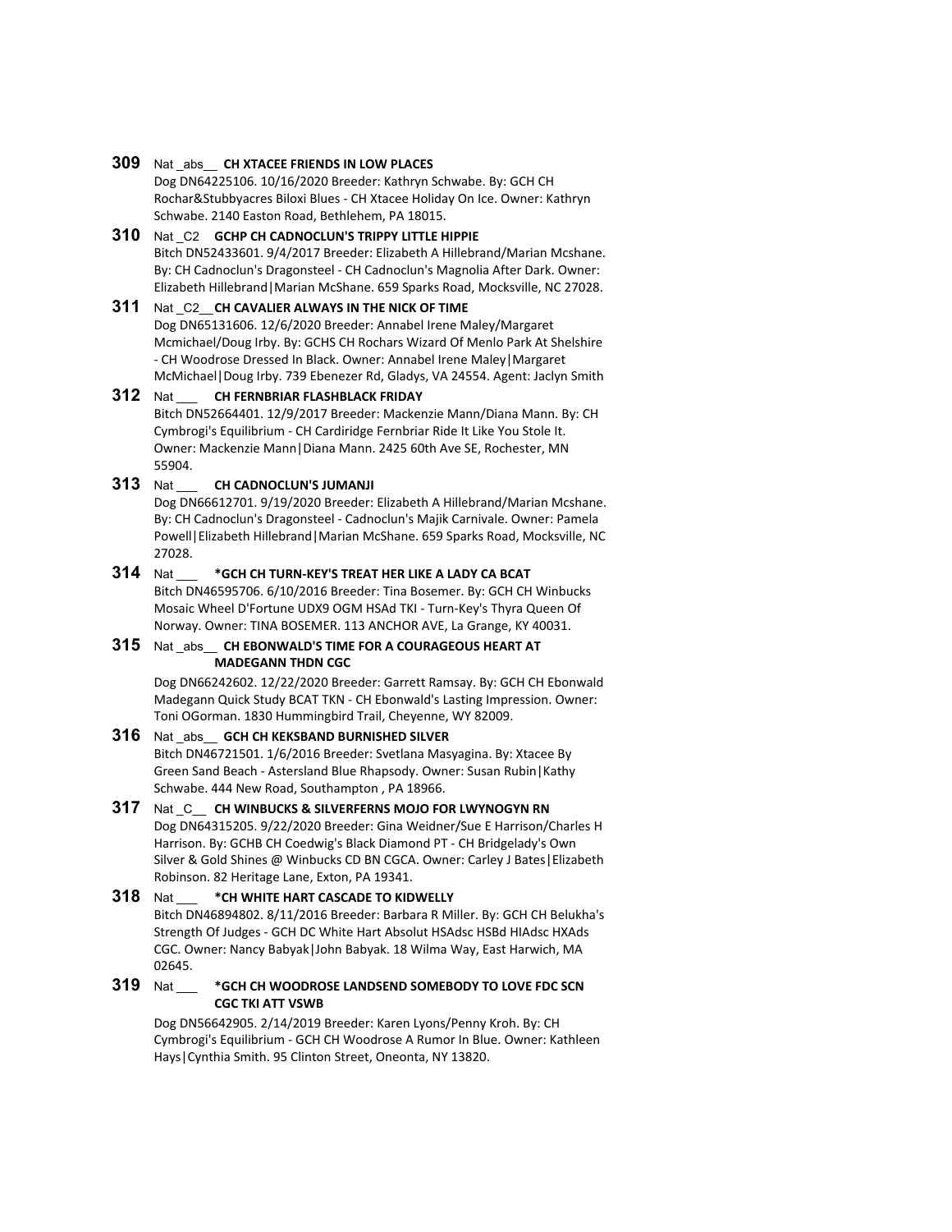**309** Nat _abs__ **CH XTACEE FRIENDS IN LOW PLACES**
Dog DN64225106. 10/16/2020 Breeder: Kathryn Schwabe. By: GCH CH Rochar&Stubbyacres Biloxi Blues - CH Xtacee Holiday On Ice. Owner: Kathryn Schwabe. 2140 Easton Road, Bethlehem, PA 18015.

**310** Nat _C2 **GCHP CH CADNOCLUN'S TRIPPY LITTLE HIPPIE**
Bitch DN52433601. 9/4/2017 Breeder: Elizabeth A Hillebrand/Marian Mcshane. By: CH Cadnoclun's Dragonsteel - CH Cadnoclun's Magnolia After Dark. Owner: Elizabeth Hillebrand|Marian McShane. 659 Sparks Road, Mocksville, NC 27028.

**311** Nat _C2__ **CH CAVALIER ALWAYS IN THE NICK OF TIME**
Dog DN65131606. 12/6/2020 Breeder: Annabel Irene Maley/Margaret Mcmichael/Doug Irby. By: GCHS CH Rochars Wizard Of Menlo Park At Shelshire - CH Woodrose Dressed In Black. Owner: Annabel Irene Maley|Margaret McMichael|Doug Irby. 739 Ebenezer Rd, Gladys, VA 24554. Agent: Jaclyn Smith

**312** Nat ___ **CH FERNBRIAR FLASHBLACK FRIDAY**
Bitch DN52664401. 12/9/2017 Breeder: Mackenzie Mann/Diana Mann. By: CH Cymbrogi's Equilibrium - CH Cardiridge Fernbriar Ride It Like You Stole It. Owner: Mackenzie Mann|Diana Mann. 2425 60th Ave SE, Rochester, MN 55904.

**313** Nat ___ **CH CADNOCLUN'S JUMANJI**
Dog DN66612701. 9/19/2020 Breeder: Elizabeth A Hillebrand/Marian Mcshane. By: CH Cadnoclun's Dragonsteel - Cadnoclun's Majik Carnivale. Owner: Pamela Powell|Elizabeth Hillebrand|Marian McShane. 659 Sparks Road, Mocksville, NC 27028.

**314** Nat ___ ***GCH CH TURN-KEY'S TREAT HER LIKE A LADY CA BCAT**
Bitch DN46595706. 6/10/2016 Breeder: Tina Bosemer. By: GCH CH Winbucks Mosaic Wheel D'Fortune UDX9 OGM HSAd TKI - Turn-Key's Thyra Queen Of Norway. Owner: TINA BOSEMER. 113 ANCHOR AVE, La Grange, KY 40031.

**315** Nat _abs__ **CH EBONWALD'S TIME FOR A COURAGEOUS HEART AT MADEGANN THDN CGC**
Dog DN66242602. 12/22/2020 Breeder: Garrett Ramsay. By: GCH CH Ebonwald Madegann Quick Study BCAT TKN - CH Ebonwald's Lasting Impression. Owner: Toni OGorman. 1830 Hummingbird Trail, Cheyenne, WY 82009.

**316** Nat _abs__ **GCH CH KEKSBAND BURNISHED SILVER**
Bitch DN46721501. 1/6/2016 Breeder: Svetlana Masyagina. By: Xtacee By Green Sand Beach - Astersland Blue Rhapsody. Owner: Susan Rubin|Kathy Schwabe. 444 New Road, Southampton , PA 18966.

**317** Nat _C__ **CH WINBUCKS & SILVERFERNS MOJO FOR LWYNOGYN RN**
Dog DN64315205. 9/22/2020 Breeder: Gina Weidner/Sue E Harrison/Charles H Harrison. By: GCHB CH Coedwig's Black Diamond PT - CH Bridgelady's Own Silver & Gold Shines @ Winbucks CD BN CGCA. Owner: Carley J Bates|Elizabeth Robinson. 82 Heritage Lane, Exton, PA 19341.

**318** Nat ___ ***CH WHITE HART CASCADE TO KIDWELLY**
Bitch DN46894802. 8/11/2016 Breeder: Barbara R Miller. By: GCH CH Belukha's Strength Of Judges - GCH DC White Hart Absolut HSAdsc HSBd HIAdsc HXAds CGC. Owner: Nancy Babyak|John Babyak. 18 Wilma Way, East Harwich, MA 02645.

**319** Nat ___ ***GCH CH WOODROSE LANDSEND SOMEBODY TO LOVE FDC SCN CGC TKI ATT VSWB**
Dog DN56642905. 2/14/2019 Breeder: Karen Lyons/Penny Kroh. By: CH Cymbrogi's Equilibrium - GCH CH Woodrose A Rumor In Blue. Owner: Kathleen Hays|Cynthia Smith. 95 Clinton Street, Oneonta, NY 13820.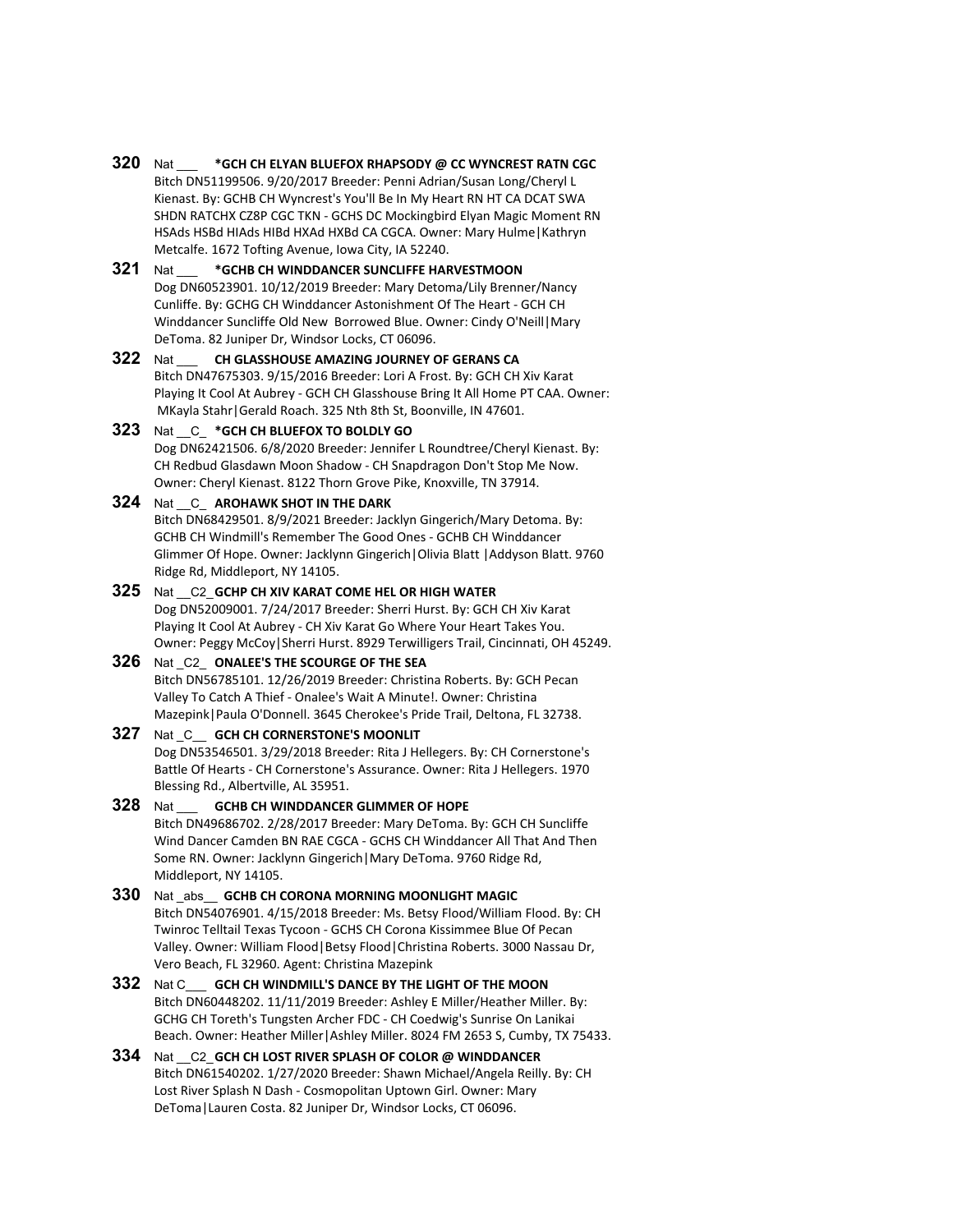**320** Nat ___ ***GCH CH ELYAN BLUEFOX RHAPSODY @ CC WYNCREST RATN CGC**
Bitch DN51199506. 9/20/2017 Breeder: Penni Adrian/Susan Long/Cheryl L Kienast. By: GCHB CH Wyncrest's You'll Be In My Heart RN HT CA DCAT SWA SHDN RATCHX CZ8P CGC TKN - GCHS DC Mockingbird Elyan Magic Moment RN HSAds HSBd HIAds HIBd HXAd HXBd CA CGCA. Owner: Mary Hulme|Kathryn Metcalfe. 1672 Tofting Avenue, Iowa City, IA 52240.

**321** Nat ___ ***GCHB CH WINDDANCER SUNCLIFFE HARVESTMOON**
Dog DN60523901. 10/12/2019 Breeder: Mary Detoma/Lily Brenner/Nancy Cunliffe. By: GCHG CH Winddancer Astonishment Of The Heart - GCH CH Winddancer Suncliffe Old New Borrowed Blue. Owner: Cindy O'Neill|Mary DeToma. 82 Juniper Dr, Windsor Locks, CT 06096.

**322** Nat ___ **CH GLASSHOUSE AMAZING JOURNEY OF GERANS CA**
Bitch DN47675303. 9/15/2016 Breeder: Lori A Frost. By: GCH CH Xiv Karat Playing It Cool At Aubrey - GCH CH Glasshouse Bring It All Home PT CAA. Owner: MKayla Stahr|Gerald Roach. 325 Nth 8th St, Boonville, IN 47601.

**323** Nat __C_ ***GCH CH BLUEFOX TO BOLDLY GO**
Dog DN62421506. 6/8/2020 Breeder: Jennifer L Roundtree/Cheryl Kienast. By: CH Redbud Glasdawn Moon Shadow - CH Snapdragon Don't Stop Me Now. Owner: Cheryl Kienast. 8122 Thorn Grove Pike, Knoxville, TN 37914.

**324** Nat __C_ **AROHAWK SHOT IN THE DARK**
Bitch DN68429501. 8/9/2021 Breeder: Jacklyn Gingerich/Mary Detoma. By: GCHB CH Windmill's Remember The Good Ones - GCHB CH Winddancer Glimmer Of Hope. Owner: Jacklynn Gingerich|Olivia Blatt |Addyson Blatt. 9760 Ridge Rd, Middleport, NY 14105.

**325** Nat __C2_ **GCHP CH XIV KARAT COME HEL OR HIGH WATER**
Dog DN52009001. 7/24/2017 Breeder: Sherri Hurst. By: GCH CH Xiv Karat Playing It Cool At Aubrey - CH Xiv Karat Go Where Your Heart Takes You. Owner: Peggy McCoy|Sherri Hurst. 8929 Terwilligers Trail, Cincinnati, OH 45249.

**326** Nat _C2_ **ONALEE'S THE SCOURGE OF THE SEA**
Bitch DN56785101. 12/26/2019 Breeder: Christina Roberts. By: GCH Pecan Valley To Catch A Thief - Onalee's Wait A Minute!. Owner: Christina Mazepink|Paula O'Donnell. 3645 Cherokee's Pride Trail, Deltona, FL 32738.

**327** Nat _C__ **GCH CH CORNERSTONE'S MOONLIT**
Dog DN53546501. 3/29/2018 Breeder: Rita J Hellegers. By: CH Cornerstone's Battle Of Hearts - CH Cornerstone's Assurance. Owner: Rita J Hellegers. 1970 Blessing Rd., Albertville, AL 35951.

**328** Nat ___ **GCHB CH WINDDANCER GLIMMER OF HOPE**
Bitch DN49686702. 2/28/2017 Breeder: Mary DeToma. By: GCH CH Suncliffe Wind Dancer Camden BN RAE CGCA - GCHS CH Winddancer All That And Then Some RN. Owner: Jacklynn Gingerich|Mary DeToma. 9760 Ridge Rd, Middleport, NY 14105.

**330** Nat _abs__ **GCHB CH CORONA MORNING MOONLIGHT MAGIC**
Bitch DN54076901. 4/15/2018 Breeder: Ms. Betsy Flood/William Flood. By: CH Twinroc Telltail Texas Tycoon - GCHS CH Corona Kissimmee Blue Of Pecan Valley. Owner: William Flood|Betsy Flood|Christina Roberts. 3000 Nassau Dr, Vero Beach, FL 32960. Agent: Christina Mazepink

**332** Nat C___ **GCH CH WINDMILL'S DANCE BY THE LIGHT OF THE MOON**
Bitch DN60448202. 11/11/2019 Breeder: Ashley E Miller/Heather Miller. By: GCHG CH Toreth's Tungsten Archer FDC - CH Coedwig's Sunrise On Lanikai Beach. Owner: Heather Miller|Ashley Miller. 8024 FM 2653 S, Cumby, TX 75433.

**334** Nat __C2_ **GCH CH LOST RIVER SPLASH OF COLOR @ WINDDANCER**
Bitch DN61540202. 1/27/2020 Breeder: Shawn Michael/Angela Reilly. By: CH Lost River Splash N Dash - Cosmopolitan Uptown Girl. Owner: Mary DeToma|Lauren Costa. 82 Juniper Dr, Windsor Locks, CT 06096.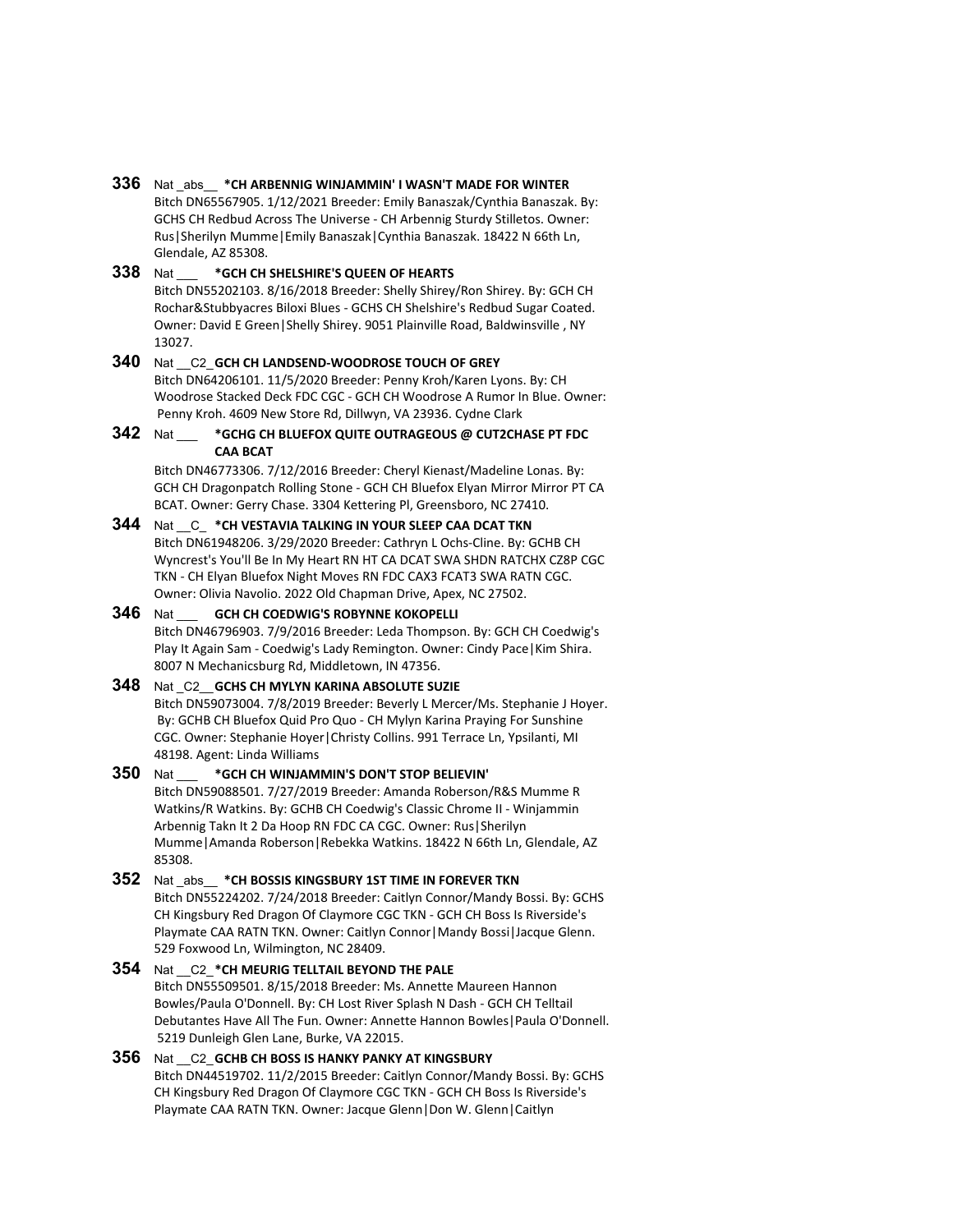**336** Nat _abs__ **\*CH ARBENNIG WINJAMMIN' I WASN'T MADE FOR WINTER**
Bitch DN65567905. 1/12/2021 Breeder: Emily Banaszak/Cynthia Banaszak. By: GCHS CH Redbud Across The Universe - CH Arbennig Sturdy Stilletos. Owner: Rus|Sherilyn Mumme|Emily Banaszak|Cynthia Banaszak. 18422 N 66th Ln, Glendale, AZ 85308.

**338** Nat ___ **\*GCH CH SHELSHIRE'S QUEEN OF HEARTS**
Bitch DN55202103. 8/16/2018 Breeder: Shelly Shirey/Ron Shirey. By: GCH CH Rochar&Stubbyacres Biloxi Blues - GCHS CH Shelshire's Redbud Sugar Coated. Owner: David E Green|Shelly Shirey. 9051 Plainville Road, Baldwinsville , NY 13027.

**340** Nat __C2_ **GCH CH LANDSEND-WOODROSE TOUCH OF GREY**
Bitch DN64206101. 11/5/2020 Breeder: Penny Kroh/Karen Lyons. By: CH Woodrose Stacked Deck FDC CGC - GCH CH Woodrose A Rumor In Blue. Owner: Penny Kroh. 4609 New Store Rd, Dillwyn, VA 23936. Cydne Clark

**342** Nat ___ **\*GCHG CH BLUEFOX QUITE OUTRAGEOUS @ CUT2CHASE PT FDC CAA BCAT**
Bitch DN46773306. 7/12/2016 Breeder: Cheryl Kienast/Madeline Lonas. By: GCH CH Dragonpatch Rolling Stone - GCH CH Bluefox Elyan Mirror Mirror PT CA BCAT. Owner: Gerry Chase. 3304 Kettering Pl, Greensboro, NC 27410.

**344** Nat __C_ **\*CH VESTAVIA TALKING IN YOUR SLEEP CAA DCAT TKN**
Bitch DN61948206. 3/29/2020 Breeder: Cathryn L Ochs-Cline. By: GCHB CH Wyncrest's You'll Be In My Heart RN HT CA DCAT SWA SHDN RATCHX CZ8P CGC TKN - CH Elyan Bluefox Night Moves RN FDC CAX3 FCAT3 SWA RATN CGC. Owner: Olivia Navolio. 2022 Old Chapman Drive, Apex, NC 27502.

**346** Nat ___ **GCH CH COEDWIG'S ROBYNNE KOKOPELLI**
Bitch DN46796903. 7/9/2016 Breeder: Leda Thompson. By: GCH CH Coedwig's Play It Again Sam - Coedwig's Lady Remington. Owner: Cindy Pace|Kim Shira. 8007 N Mechanicsburg Rd, Middletown, IN 47356.

**348** Nat _C2__ **GCHS CH MYLYN KARINA ABSOLUTE SUZIE**
Bitch DN59073004. 7/8/2019 Breeder: Beverly L Mercer/Ms. Stephanie J Hoyer. By: GCHB CH Bluefox Quid Pro Quo - CH Mylyn Karina Praying For Sunshine CGC. Owner: Stephanie Hoyer|Christy Collins. 991 Terrace Ln, Ypsilanti, MI 48198. Agent: Linda Williams

**350** Nat ___ **\*GCH CH WINJAMMIN'S DON'T STOP BELIEVIN'**
Bitch DN59088501. 7/27/2019 Breeder: Amanda Roberson/R&S Mumme R Watkins/R Watkins. By: GCHB CH Coedwig's Classic Chrome II - Winjammin Arbennig Takn It 2 Da Hoop RN FDC CA CGC. Owner: Rus|Sherilyn Mumme|Amanda Roberson|Rebekka Watkins. 18422 N 66th Ln, Glendale, AZ 85308.

**352** Nat _abs__ **\*CH BOSSIS KINGSBURY 1ST TIME IN FOREVER TKN**
Bitch DN55224202. 7/24/2018 Breeder: Caitlyn Connor/Mandy Bossi. By: GCHS CH Kingsbury Red Dragon Of Claymore CGC TKN - GCH CH Boss Is Riverside's Playmate CAA RATN TKN. Owner: Caitlyn Connor|Mandy Bossi|Jacque Glenn. 529 Foxwood Ln, Wilmington, NC 28409.

**354** Nat __C2_ **\*CH MEURIG TELLTAIL BEYOND THE PALE**
Bitch DN55509501. 8/15/2018 Breeder: Ms. Annette Maureen Hannon Bowles/Paula O'Donnell. By: CH Lost River Splash N Dash - GCH CH Telltail Debutantes Have All The Fun. Owner: Annette Hannon Bowles|Paula O'Donnell. 5219 Dunleigh Glen Lane, Burke, VA 22015.

**356** Nat __C2_ **GCHB CH BOSS IS HANKY PANKY AT KINGSBURY**
Bitch DN44519702. 11/2/2015 Breeder: Caitlyn Connor/Mandy Bossi. By: GCHS CH Kingsbury Red Dragon Of Claymore CGC TKN - GCH CH Boss Is Riverside's Playmate CAA RATN TKN. Owner: Jacque Glenn|Don W. Glenn|Caitlyn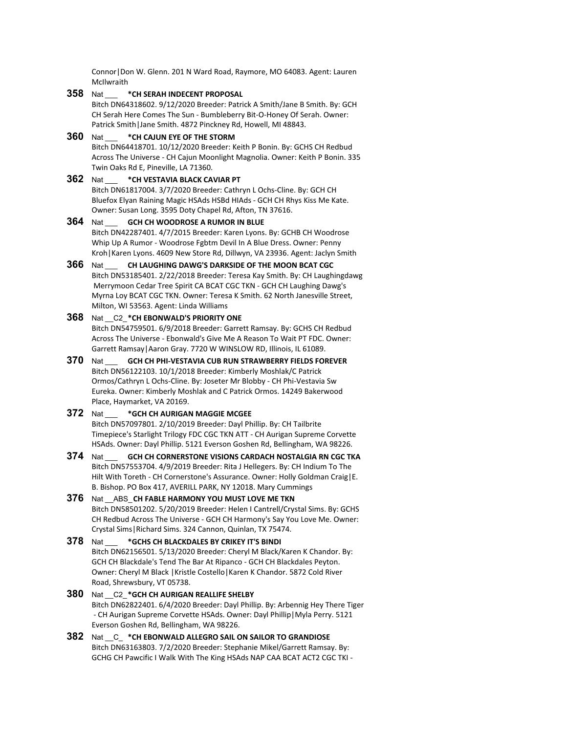Connor|Don W. Glenn. 201 N Ward Road, Raymore, MO 64083. Agent: Lauren McIlwraith

**358** Nat ___ ***CH SERAH INDECENT PROPOSAL**
Bitch DN64318602. 9/12/2020 Breeder: Patrick A Smith/Jane B Smith. By: GCH CH Serah Here Comes The Sun - Bumbleberry Bit-O-Honey Of Serah. Owner: Patrick Smith|Jane Smith. 4872 Pinckney Rd, Howell, MI 48843.

**360** Nat ___ ***CH CAJUN EYE OF THE STORM**
Bitch DN64418701. 10/12/2020 Breeder: Keith P Bonin. By: GCHS CH Redbud Across The Universe - CH Cajun Moonlight Magnolia. Owner: Keith P Bonin. 335 Twin Oaks Rd E, Pineville, LA 71360.

**362** Nat ___ ***CH VESTAVIA BLACK CAVIAR PT**
Bitch DN61817004. 3/7/2020 Breeder: Cathryn L Ochs-Cline. By: GCH CH Bluefox Elyan Raining Magic HSAds HSBd HIAds - GCH CH Rhys Kiss Me Kate. Owner: Susan Long. 3595 Doty Chapel Rd, Afton, TN 37616.

**364** Nat ___ **GCH CH WOODROSE A RUMOR IN BLUE**
Bitch DN42287401. 4/7/2015 Breeder: Karen Lyons. By: GCHB CH Woodrose Whip Up A Rumor - Woodrose Fgbtm Devil In A Blue Dress. Owner: Penny Kroh|Karen Lyons. 4609 New Store Rd, Dillwyn, VA 23936. Agent: Jaclyn Smith

**366** Nat ___ **CH LAUGHING DAWG'S DARKSIDE OF THE MOON BCAT CGC**
Bitch DN53185401. 2/22/2018 Breeder: Teresa Kay Smith. By: CH Laughingdawg Merrymoon Cedar Tree Spirit CA BCAT CGC TKN - GCH CH Laughing Dawg's Myrna Loy BCAT CGC TKN. Owner: Teresa K Smith. 62 North Janesville Street, Milton, WI 53563. Agent: Linda Williams

**368** Nat __C2_ ***CH EBONWALD'S PRIORITY ONE**
Bitch DN54759501. 6/9/2018 Breeder: Garrett Ramsay. By: GCHS CH Redbud Across The Universe - Ebonwald's Give Me A Reason To Wait PT FDC. Owner: Garrett Ramsay|Aaron Gray. 7720 W WINSLOW RD, Illinois, IL 61089.

**370** Nat ___ **GCH CH PHI-VESTAVIA CUB RUN STRAWBERRY FIELDS FOREVER**
Bitch DN56122103. 10/1/2018 Breeder: Kimberly Moshlak/C Patrick Ormos/Cathryn L Ochs-Cline. By: Joseter Mr Blobby - CH Phi-Vestavia Sw Eureka. Owner: Kimberly Moshlak and C Patrick Ormos. 14249 Bakerwood Place, Haymarket, VA 20169.

**372** Nat ___ ***GCH CH AURIGAN MAGGIE MCGEE**
Bitch DN57097801. 2/10/2019 Breeder: Dayl Phillip. By: CH Tailbrite Timepiece's Starlight Trilogy FDC CGC TKN ATT - CH Aurigan Supreme Corvette HSAds. Owner: Dayl Phillip. 5121 Everson Goshen Rd, Bellingham, WA 98226.

**374** Nat ___ **GCH CH CORNERSTONE VISIONS CARDACH NOSTALGIA RN CGC TKA**
Bitch DN57553704. 4/9/2019 Breeder: Rita J Hellegers. By: CH Indium To The Hilt With Toreth - CH Cornerstone's Assurance. Owner: Holly Goldman Craig|E. B. Bishop. PO Box 417, AVERILL PARK, NY 12018. Mary Cummings

**376** Nat __ABS_ **CH FABLE HARMONY YOU MUST LOVE ME TKN**
Bitch DN58501202. 5/20/2019 Breeder: Helen I Cantrell/Crystal Sims. By: GCHS CH Redbud Across The Universe - GCH CH Harmony's Say You Love Me. Owner: Crystal Sims|Richard Sims. 324 Cannon, Quinlan, TX 75474.

**378** Nat ___ ***GCHS CH BLACKDALES BY CRIKEY IT'S BINDI**
Bitch DN62156501. 5/13/2020 Breeder: Cheryl M Black/Karen K Chandor. By: GCH CH Blackdale's Tend The Bar At Ripanco - GCH CH Blackdales Peyton. Owner: Cheryl M Black |Kristle Costello|Karen K Chandor. 5872 Cold River Road, Shrewsbury, VT 05738.

**380** Nat __C2_ ***GCH CH AURIGAN REALLIFE SHELBY**
Bitch DN62822401. 6/4/2020 Breeder: Dayl Phillip. By: Arbennig Hey There Tiger - CH Aurigan Supreme Corvette HSAds. Owner: Dayl Phillip|Myla Perry. 5121 Everson Goshen Rd, Bellingham, WA 98226.

**382** Nat __C_ ***CH EBONWALD ALLEGRO SAIL ON SAILOR TO GRANDIOSE**
Bitch DN63163803. 7/2/2020 Breeder: Stephanie Mikel/Garrett Ramsay. By: GCHG CH Pawcific I Walk With The King HSAds NAP CAA BCAT ACT2 CGC TKI -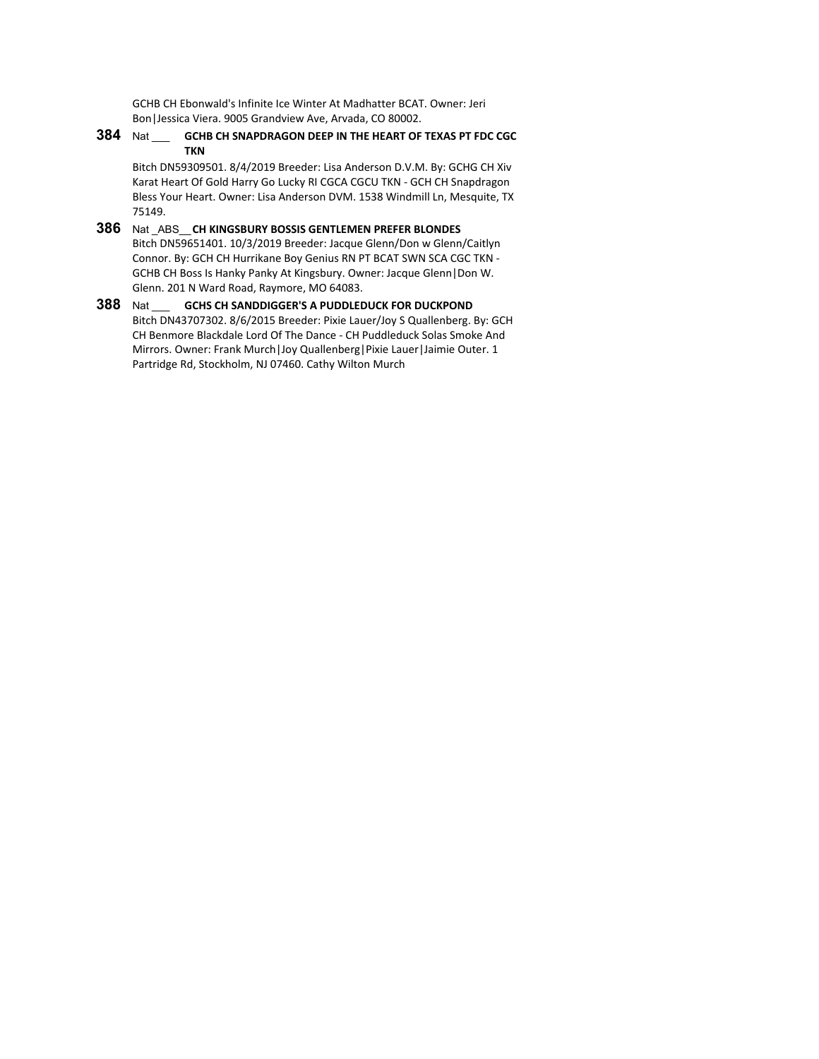GCHB CH Ebonwald's Infinite Ice Winter At Madhatter BCAT. Owner: Jeri Bon|Jessica Viera. 9005 Grandview Ave, Arvada, CO 80002.

**384** Nat ___ **GCHB CH SNAPDRAGON DEEP IN THE HEART OF TEXAS PT FDC CGC TKN**

Bitch DN59309501. 8/4/2019 Breeder: Lisa Anderson D.V.M. By: GCHG CH Xiv Karat Heart Of Gold Harry Go Lucky RI CGCA CGCU TKN - GCH CH Snapdragon Bless Your Heart. Owner: Lisa Anderson DVM. 1538 Windmill Ln, Mesquite, TX 75149.

**386** Nat _ABS__ **CH KINGSBURY BOSSIS GENTLEMEN PREFER BLONDES**

Bitch DN59651401. 10/3/2019 Breeder: Jacque Glenn/Don w Glenn/Caitlyn Connor. By: GCH CH Hurrikane Boy Genius RN PT BCAT SWN SCA CGC TKN - GCHB CH Boss Is Hanky Panky At Kingsbury. Owner: Jacque Glenn|Don W. Glenn. 201 N Ward Road, Raymore, MO 64083.

**388** Nat ___ **GCHS CH SANDDIGGER'S A PUDDLEDUCK FOR DUCKPOND**

Bitch DN43707302. 8/6/2015 Breeder: Pixie Lauer/Joy S Quallenberg. By: GCH CH Benmore Blackdale Lord Of The Dance - CH Puddleduck Solas Smoke And Mirrors. Owner: Frank Murch|Joy Quallenberg|Pixie Lauer|Jaimie Outer. 1 Partridge Rd, Stockholm, NJ 07460. Cathy Wilton Murch